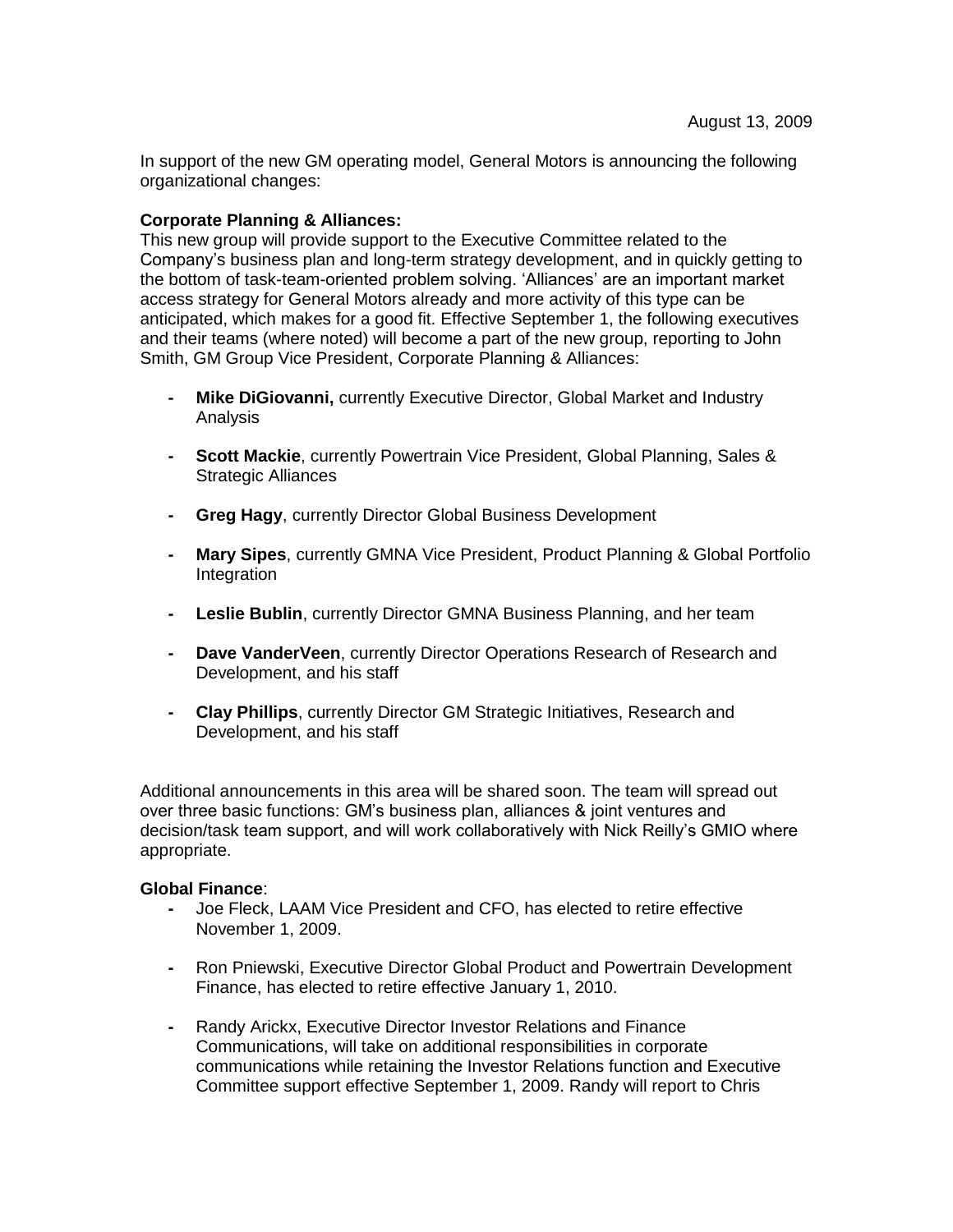August 13, 2009

In support of the new GM operating model, General Motors is announcing the following organizational changes:

**Corporate Planning & Alliances:**

This new group will provide support to the Executive Committee related to the Company's business plan and long-term strategy development, and in quickly getting to the bottom of task-team-oriented problem solving. 'Alliances' are an important market access strategy for General Motors already and more activity of this type can be anticipated, which makes for a good fit. Effective September 1, the following executives and their teams (where noted) will become a part of the new group, reporting to John Smith, GM Group Vice President, Corporate Planning & Alliances:

- **Mike DiGiovanni,** currently Executive Director, Global Market and Industry Analysis
- **Scott Mackie**, currently Powertrain Vice President, Global Planning, Sales & Strategic Alliances
- **Greg Hagy**, currently Director Global Business Development
- **Mary Sipes**, currently GMNA Vice President, Product Planning & Global Portfolio Integration
- **Leslie Bublin**, currently Director GMNA Business Planning, and her team
- **Dave VanderVeen**, currently Director Operations Research of Research and Development, and his staff
- **Clay Phillips**, currently Director GM Strategic Initiatives, Research and Development, and his staff

Additional announcements in this area will be shared soon. The team will spread out over three basic functions: GM's business plan, alliances & joint ventures and decision/task team support, and will work collaboratively with Nick Reilly's GMIO where appropriate.

**Global Finance**:

- Joe Fleck, LAAM Vice President and CFO, has elected to retire effective November 1, 2009.
- Ron Pniewski, Executive Director Global Product and Powertrain Development Finance, has elected to retire effective January 1, 2010.
- Randy Arickx, Executive Director Investor Relations and Finance Communications, will take on additional responsibilities in corporate communications while retaining the Investor Relations function and Executive Committee support effective September 1, 2009. Randy will report to Chris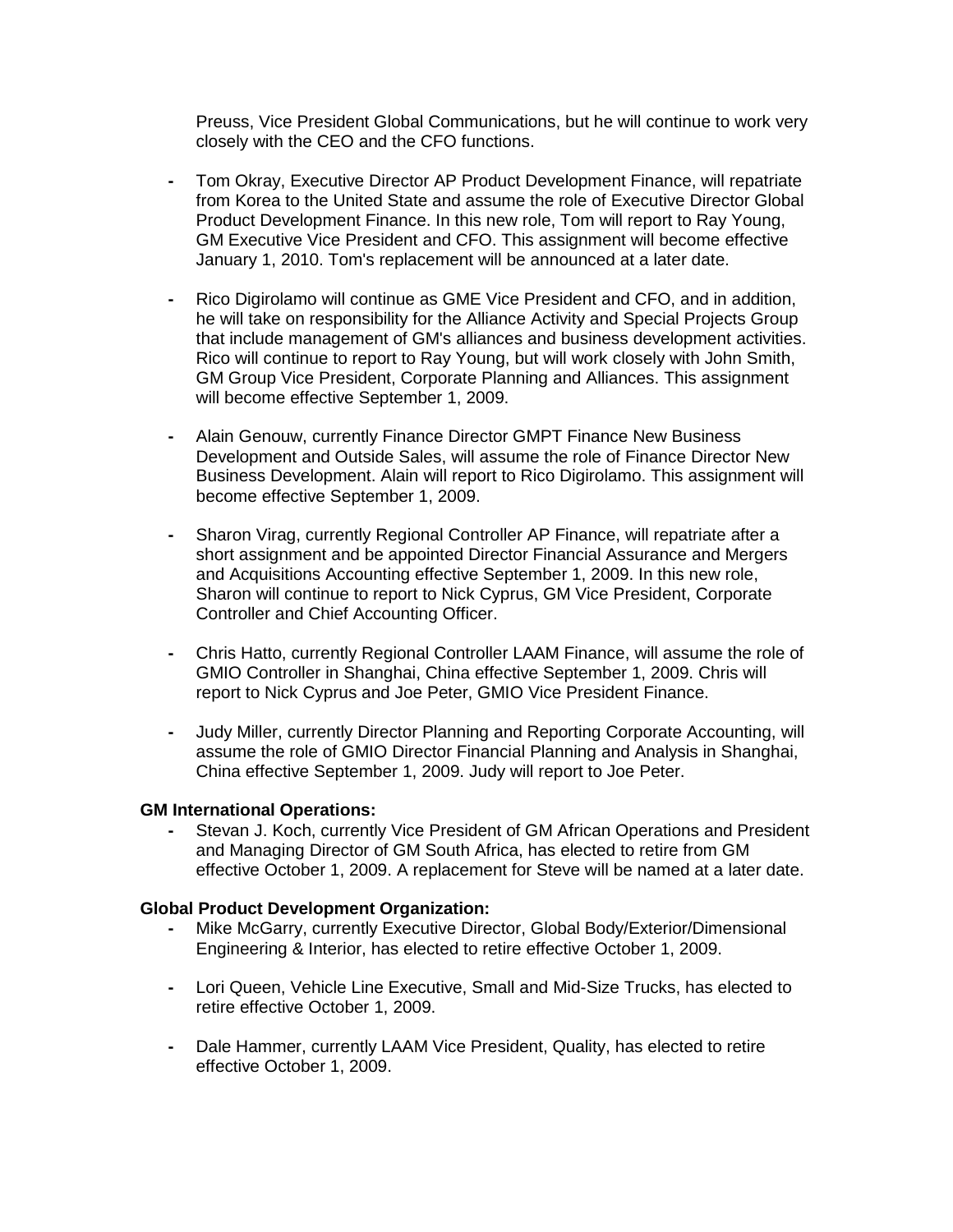Preuss, Vice President Global Communications, but he will continue to work very closely with the CEO and the CFO functions.

- Tom Okray, Executive Director AP Product Development Finance, will repatriate from Korea to the United State and assume the role of Executive Director Global Product Development Finance. In this new role, Tom will report to Ray Young, GM Executive Vice President and CFO. This assignment will become effective January 1, 2010. Tom's replacement will be announced at a later date.

- Rico Digirolamo will continue as GME Vice President and CFO, and in addition, he will take on responsibility for the Alliance Activity and Special Projects Group that include management of GM's alliances and business development activities. Rico will continue to report to Ray Young, but will work closely with John Smith, GM Group Vice President, Corporate Planning and Alliances. This assignment will become effective September 1, 2009.

- Alain Genouw, currently Finance Director GMPT Finance New Business Development and Outside Sales, will assume the role of Finance Director New Business Development. Alain will report to Rico Digirolamo. This assignment will become effective September 1, 2009.

- Sharon Virag, currently Regional Controller AP Finance, will repatriate after a short assignment and be appointed Director Financial Assurance and Mergers and Acquisitions Accounting effective September 1, 2009. In this new role, Sharon will continue to report to Nick Cyprus, GM Vice President, Corporate Controller and Chief Accounting Officer.

- Chris Hatto, currently Regional Controller LAAM Finance, will assume the role of GMIO Controller in Shanghai, China effective September 1, 2009. Chris will report to Nick Cyprus and Joe Peter, GMIO Vice President Finance.

- Judy Miller, currently Director Planning and Reporting Corporate Accounting, will assume the role of GMIO Director Financial Planning and Analysis in Shanghai, China effective September 1, 2009. Judy will report to Joe Peter.

**GM International Operations:**

- Stevan J. Koch, currently Vice President of GM African Operations and President and Managing Director of GM South Africa, has elected to retire from GM effective October 1, 2009. A replacement for Steve will be named at a later date.

**Global Product Development Organization:**

- Mike McGarry, currently Executive Director, Global Body/Exterior/Dimensional Engineering & Interior, has elected to retire effective October 1, 2009.

- Lori Queen, Vehicle Line Executive, Small and Mid-Size Trucks, has elected to retire effective October 1, 2009.

- Dale Hammer, currently LAAM Vice President, Quality, has elected to retire effective October 1, 2009.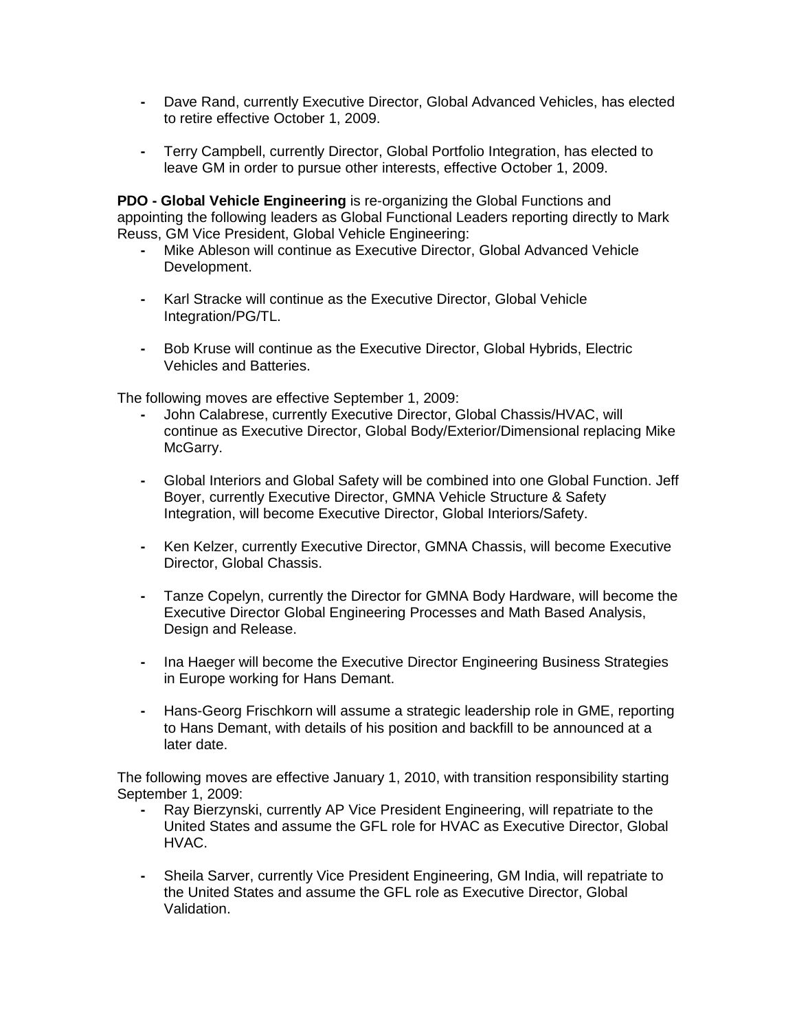- Dave Rand, currently Executive Director, Global Advanced Vehicles, has elected to retire effective October 1, 2009.

- Terry Campbell, currently Director, Global Portfolio Integration, has elected to leave GM in order to pursue other interests, effective October 1, 2009.

**PDO - Global Vehicle Engineering** is re-organizing the Global Functions and appointing the following leaders as Global Functional Leaders reporting directly to Mark Reuss, GM Vice President, Global Vehicle Engineering:

- Mike Ableson will continue as Executive Director, Global Advanced Vehicle Development.

- Karl Stracke will continue as the Executive Director, Global Vehicle Integration/PG/TL.

- Bob Kruse will continue as the Executive Director, Global Hybrids, Electric Vehicles and Batteries.

The following moves are effective September 1, 2009:

- John Calabrese, currently Executive Director, Global Chassis/HVAC, will continue as Executive Director, Global Body/Exterior/Dimensional replacing Mike McGarry.

- Global Interiors and Global Safety will be combined into one Global Function. Jeff Boyer, currently Executive Director, GMNA Vehicle Structure & Safety Integration, will become Executive Director, Global Interiors/Safety.

- Ken Kelzer, currently Executive Director, GMNA Chassis, will become Executive Director, Global Chassis.

- Tanze Copelyn, currently the Director for GMNA Body Hardware, will become the Executive Director Global Engineering Processes and Math Based Analysis, Design and Release.

- Ina Haeger will become the Executive Director Engineering Business Strategies in Europe working for Hans Demant.

- Hans-Georg Frischkorn will assume a strategic leadership role in GME, reporting to Hans Demant, with details of his position and backfill to be announced at a later date.

The following moves are effective January 1, 2010, with transition responsibility starting September 1, 2009:

- Ray Bierzynski, currently AP Vice President Engineering, will repatriate to the United States and assume the GFL role for HVAC as Executive Director, Global HVAC.

- Sheila Sarver, currently Vice President Engineering, GM India, will repatriate to the United States and assume the GFL role as Executive Director, Global Validation.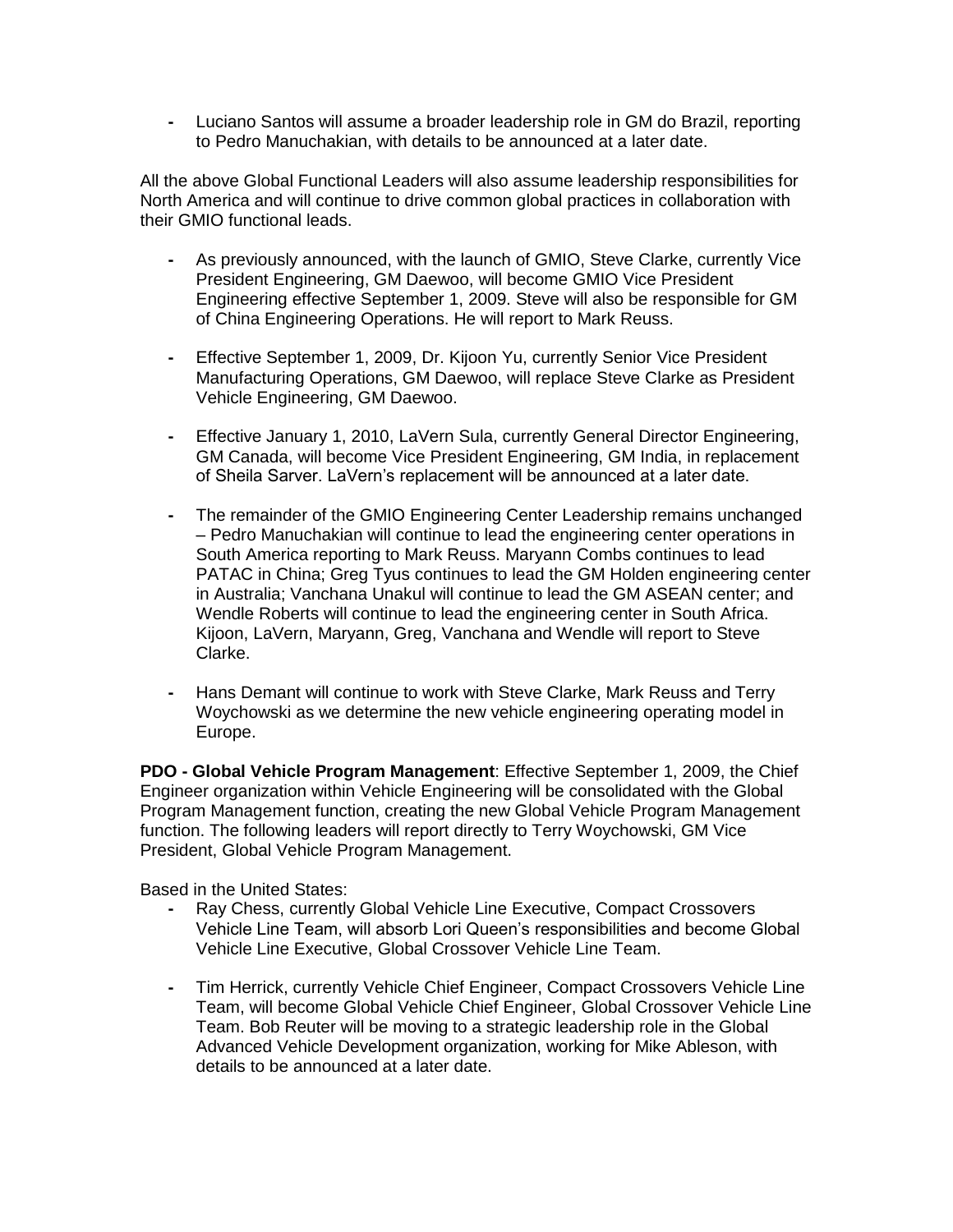- Luciano Santos will assume a broader leadership role in GM do Brazil, reporting to Pedro Manuchakian, with details to be announced at a later date.

All the above Global Functional Leaders will also assume leadership responsibilities for North America and will continue to drive common global practices in collaboration with their GMIO functional leads.

- As previously announced, with the launch of GMIO, Steve Clarke, currently Vice President Engineering, GM Daewoo, will become GMIO Vice President Engineering effective September 1, 2009. Steve will also be responsible for GM of China Engineering Operations. He will report to Mark Reuss.

- Effective September 1, 2009, Dr. Kijoon Yu, currently Senior Vice President Manufacturing Operations, GM Daewoo, will replace Steve Clarke as President Vehicle Engineering, GM Daewoo.

- Effective January 1, 2010, LaVern Sula, currently General Director Engineering, GM Canada, will become Vice President Engineering, GM India, in replacement of Sheila Sarver. LaVern's replacement will be announced at a later date.

- The remainder of the GMIO Engineering Center Leadership remains unchanged – Pedro Manuchakian will continue to lead the engineering center operations in South America reporting to Mark Reuss. Maryann Combs continues to lead PATAC in China; Greg Tyus continues to lead the GM Holden engineering center in Australia; Vanchana Unakul will continue to lead the GM ASEAN center; and Wendle Roberts will continue to lead the engineering center in South Africa. Kijoon, LaVern, Maryann, Greg, Vanchana and Wendle will report to Steve Clarke.

- Hans Demant will continue to work with Steve Clarke, Mark Reuss and Terry Woychowski as we determine the new vehicle engineering operating model in Europe.

**PDO - Global Vehicle Program Management**: Effective September 1, 2009, the Chief Engineer organization within Vehicle Engineering will be consolidated with the Global Program Management function, creating the new Global Vehicle Program Management function. The following leaders will report directly to Terry Woychowski, GM Vice President, Global Vehicle Program Management.

Based in the United States:

- Ray Chess, currently Global Vehicle Line Executive, Compact Crossovers Vehicle Line Team, will absorb Lori Queen's responsibilities and become Global Vehicle Line Executive, Global Crossover Vehicle Line Team.

- Tim Herrick, currently Vehicle Chief Engineer, Compact Crossovers Vehicle Line Team, will become Global Vehicle Chief Engineer, Global Crossover Vehicle Line Team. Bob Reuter will be moving to a strategic leadership role in the Global Advanced Vehicle Development organization, working for Mike Ableson, with details to be announced at a later date.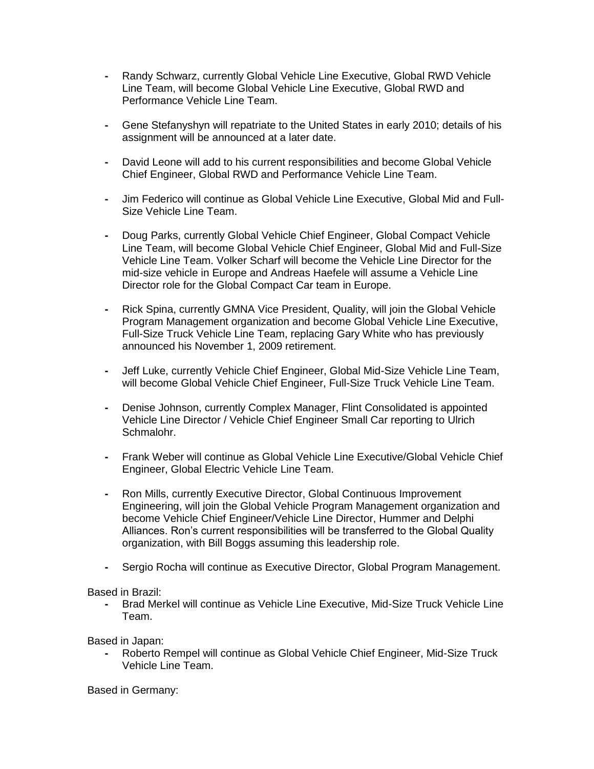- Randy Schwarz, currently Global Vehicle Line Executive, Global RWD Vehicle Line Team, will become Global Vehicle Line Executive, Global RWD and Performance Vehicle Line Team.

- Gene Stefanyshyn will repatriate to the United States in early 2010; details of his assignment will be announced at a later date.

- David Leone will add to his current responsibilities and become Global Vehicle Chief Engineer, Global RWD and Performance Vehicle Line Team.

- Jim Federico will continue as Global Vehicle Line Executive, Global Mid and Full-Size Vehicle Line Team.

- Doug Parks, currently Global Vehicle Chief Engineer, Global Compact Vehicle Line Team, will become Global Vehicle Chief Engineer, Global Mid and Full-Size Vehicle Line Team. Volker Scharf will become the Vehicle Line Director for the mid-size vehicle in Europe and Andreas Haefele will assume a Vehicle Line Director role for the Global Compact Car team in Europe.

- Rick Spina, currently GMNA Vice President, Quality, will join the Global Vehicle Program Management organization and become Global Vehicle Line Executive, Full-Size Truck Vehicle Line Team, replacing Gary White who has previously announced his November 1, 2009 retirement.

- Jeff Luke, currently Vehicle Chief Engineer, Global Mid-Size Vehicle Line Team, will become Global Vehicle Chief Engineer, Full-Size Truck Vehicle Line Team.

- Denise Johnson, currently Complex Manager, Flint Consolidated is appointed Vehicle Line Director / Vehicle Chief Engineer Small Car reporting to Ulrich Schmalohr.

- Frank Weber will continue as Global Vehicle Line Executive/Global Vehicle Chief Engineer, Global Electric Vehicle Line Team.

- Ron Mills, currently Executive Director, Global Continuous Improvement Engineering, will join the Global Vehicle Program Management organization and become Vehicle Chief Engineer/Vehicle Line Director, Hummer and Delphi Alliances. Ron's current responsibilities will be transferred to the Global Quality organization, with Bill Boggs assuming this leadership role.

- Sergio Rocha will continue as Executive Director, Global Program Management.

Based in Brazil:

- Brad Merkel will continue as Vehicle Line Executive, Mid-Size Truck Vehicle Line Team.

Based in Japan:

- Roberto Rempel will continue as Global Vehicle Chief Engineer, Mid-Size Truck Vehicle Line Team.

Based in Germany: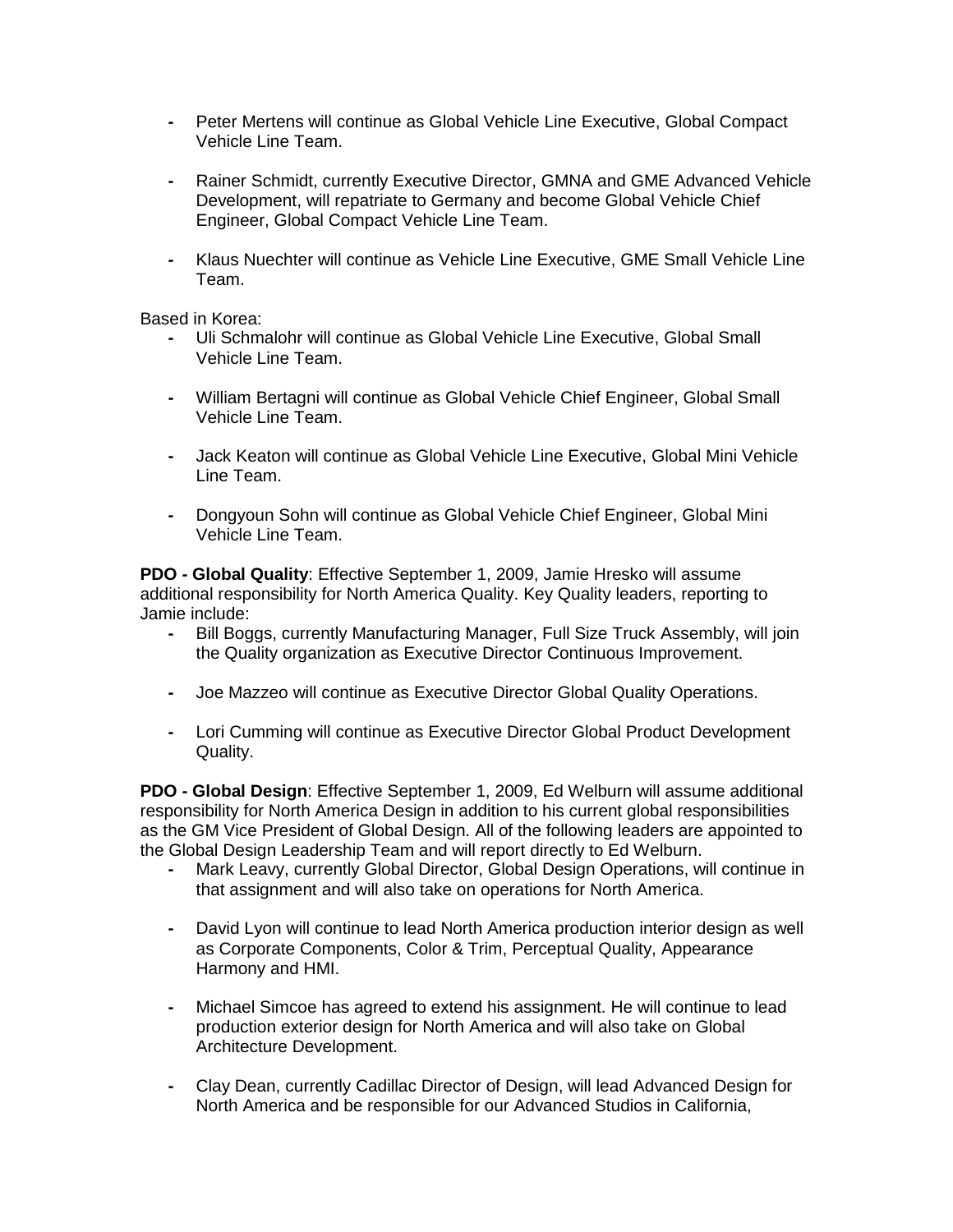- Peter Mertens will continue as Global Vehicle Line Executive, Global Compact Vehicle Line Team.

- Rainer Schmidt, currently Executive Director, GMNA and GME Advanced Vehicle Development, will repatriate to Germany and become Global Vehicle Chief Engineer, Global Compact Vehicle Line Team.

- Klaus Nuechter will continue as Vehicle Line Executive, GME Small Vehicle Line Team.

Based in Korea:

- Uli Schmalohr will continue as Global Vehicle Line Executive, Global Small Vehicle Line Team.

- William Bertagni will continue as Global Vehicle Chief Engineer, Global Small Vehicle Line Team.

- Jack Keaton will continue as Global Vehicle Line Executive, Global Mini Vehicle Line Team.

- Dongyoun Sohn will continue as Global Vehicle Chief Engineer, Global Mini Vehicle Line Team.

**PDO - Global Quality**: Effective September 1, 2009, Jamie Hresko will assume additional responsibility for North America Quality. Key Quality leaders, reporting to Jamie include:

- Bill Boggs, currently Manufacturing Manager, Full Size Truck Assembly, will join the Quality organization as Executive Director Continuous Improvement.

- Joe Mazzeo will continue as Executive Director Global Quality Operations.

- Lori Cumming will continue as Executive Director Global Product Development Quality.

**PDO - Global Design**: Effective September 1, 2009, Ed Welburn will assume additional responsibility for North America Design in addition to his current global responsibilities as the GM Vice President of Global Design. All of the following leaders are appointed to the Global Design Leadership Team and will report directly to Ed Welburn.

- Mark Leavy, currently Global Director, Global Design Operations, will continue in that assignment and will also take on operations for North America.

- David Lyon will continue to lead North America production interior design as well as Corporate Components, Color & Trim, Perceptual Quality, Appearance Harmony and HMI.

- Michael Simcoe has agreed to extend his assignment. He will continue to lead production exterior design for North America and will also take on Global Architecture Development.

- Clay Dean, currently Cadillac Director of Design, will lead Advanced Design for North America and be responsible for our Advanced Studios in California,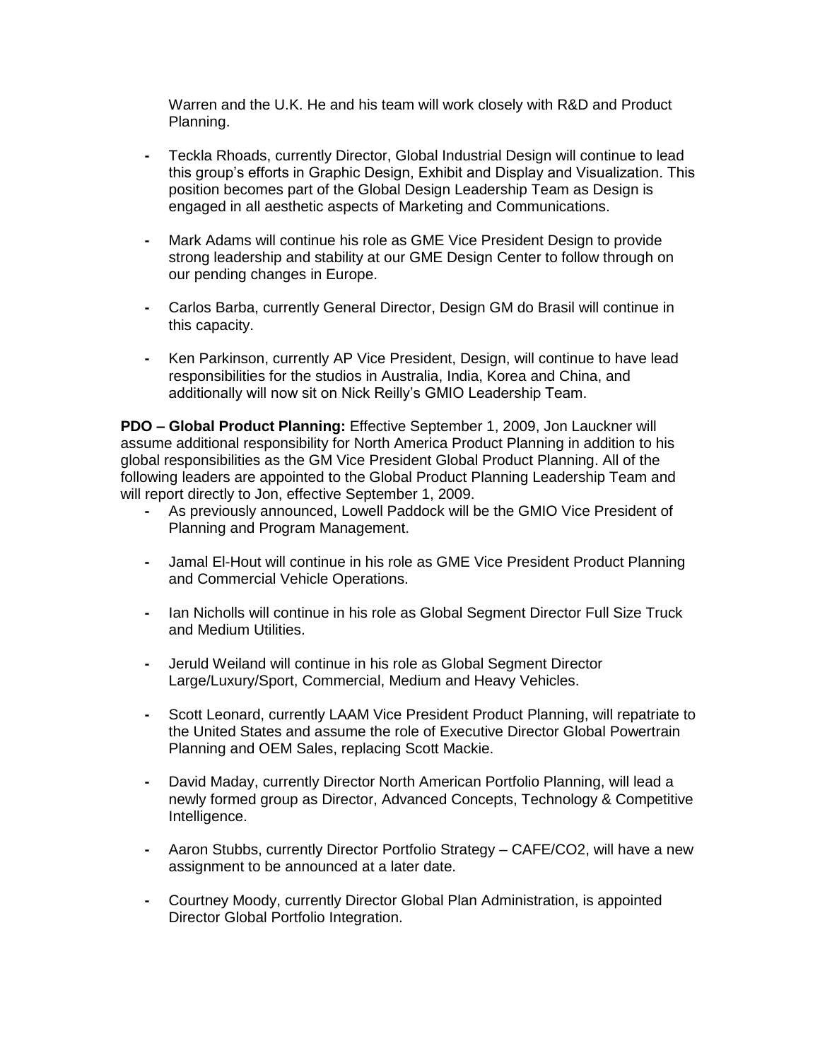Warren and the U.K. He and his team will work closely with R&D and Product Planning.

- Teckla Rhoads, currently Director, Global Industrial Design will continue to lead this group's efforts in Graphic Design, Exhibit and Display and Visualization. This position becomes part of the Global Design Leadership Team as Design is engaged in all aesthetic aspects of Marketing and Communications.

- Mark Adams will continue his role as GME Vice President Design to provide strong leadership and stability at our GME Design Center to follow through on our pending changes in Europe.

- Carlos Barba, currently General Director, Design GM do Brasil will continue in this capacity.

- Ken Parkinson, currently AP Vice President, Design, will continue to have lead responsibilities for the studios in Australia, India, Korea and China, and additionally will now sit on Nick Reilly's GMIO Leadership Team.

**PDO – Global Product Planning:** Effective September 1, 2009, Jon Lauckner will assume additional responsibility for North America Product Planning in addition to his global responsibilities as the GM Vice President Global Product Planning. All of the following leaders are appointed to the Global Product Planning Leadership Team and will report directly to Jon, effective September 1, 2009.

- As previously announced, Lowell Paddock will be the GMIO Vice President of Planning and Program Management.

- Jamal El-Hout will continue in his role as GME Vice President Product Planning and Commercial Vehicle Operations.

- Ian Nicholls will continue in his role as Global Segment Director Full Size Truck and Medium Utilities.

- Jeruld Weiland will continue in his role as Global Segment Director Large/Luxury/Sport, Commercial, Medium and Heavy Vehicles.

- Scott Leonard, currently LAAM Vice President Product Planning, will repatriate to the United States and assume the role of Executive Director Global Powertrain Planning and OEM Sales, replacing Scott Mackie.

- David Maday, currently Director North American Portfolio Planning, will lead a newly formed group as Director, Advanced Concepts, Technology & Competitive Intelligence.

- Aaron Stubbs, currently Director Portfolio Strategy – CAFE/CO2, will have a new assignment to be announced at a later date.

- Courtney Moody, currently Director Global Plan Administration, is appointed Director Global Portfolio Integration.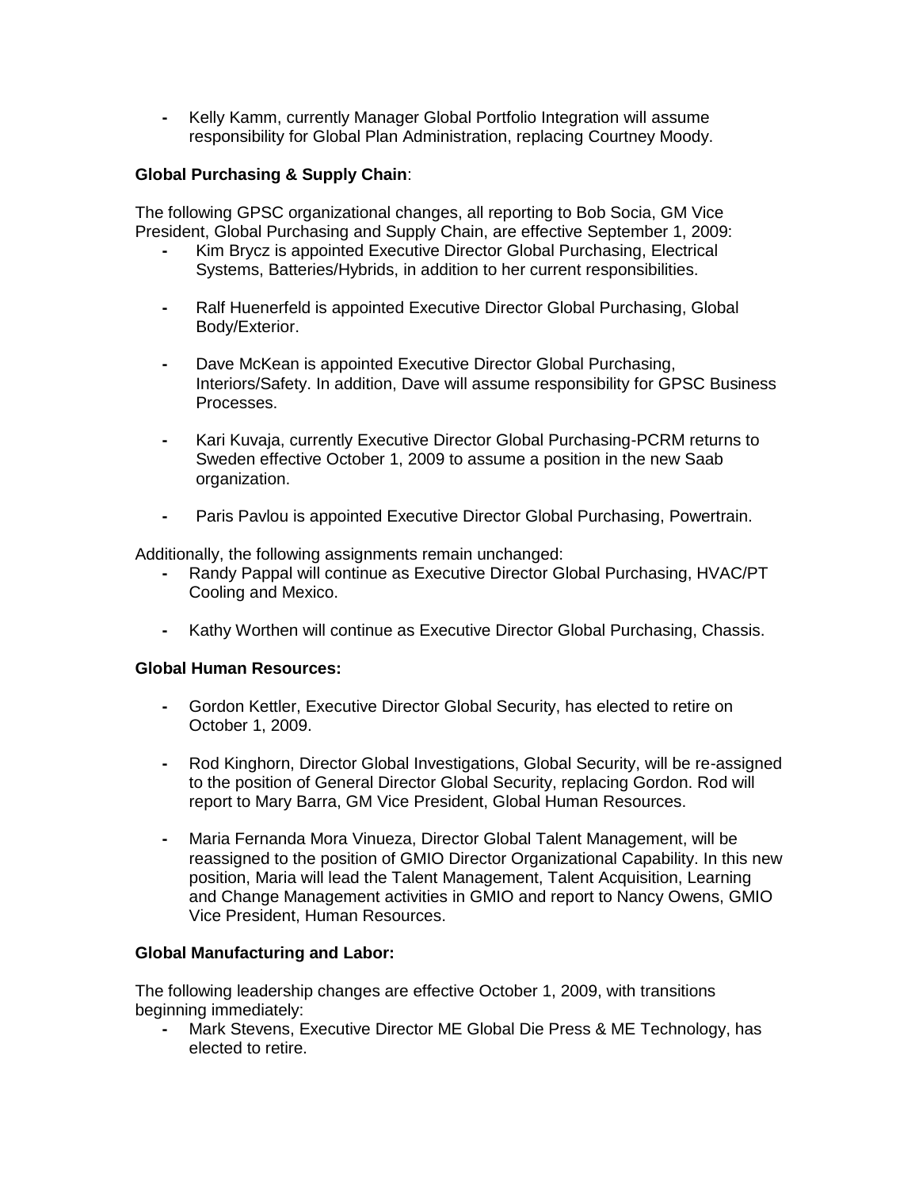- Kelly Kamm, currently Manager Global Portfolio Integration will assume responsibility for Global Plan Administration, replacing Courtney Moody.

**Global Purchasing & Supply Chain**:

The following GPSC organizational changes, all reporting to Bob Socia, GM Vice President, Global Purchasing and Supply Chain, are effective September 1, 2009:

- Kim Brycz is appointed Executive Director Global Purchasing, Electrical Systems, Batteries/Hybrids, in addition to her current responsibilities.
- Ralf Huenerfeld is appointed Executive Director Global Purchasing, Global Body/Exterior.
- Dave McKean is appointed Executive Director Global Purchasing, Interiors/Safety. In addition, Dave will assume responsibility for GPSC Business Processes.
- Kari Kuvaja, currently Executive Director Global Purchasing-PCRM returns to Sweden effective October 1, 2009 to assume a position in the new Saab organization.
- Paris Pavlou is appointed Executive Director Global Purchasing, Powertrain.

Additionally, the following assignments remain unchanged:

- Randy Pappal will continue as Executive Director Global Purchasing, HVAC/PT Cooling and Mexico.
- Kathy Worthen will continue as Executive Director Global Purchasing, Chassis.

**Global Human Resources:**

- Gordon Kettler, Executive Director Global Security, has elected to retire on October 1, 2009.
- Rod Kinghorn, Director Global Investigations, Global Security, will be re-assigned to the position of General Director Global Security, replacing Gordon. Rod will report to Mary Barra, GM Vice President, Global Human Resources.
- Maria Fernanda Mora Vinueza, Director Global Talent Management, will be reassigned to the position of GMIO Director Organizational Capability. In this new position, Maria will lead the Talent Management, Talent Acquisition, Learning and Change Management activities in GMIO and report to Nancy Owens, GMIO Vice President, Human Resources.

**Global Manufacturing and Labor:**

The following leadership changes are effective October 1, 2009, with transitions beginning immediately:

- Mark Stevens, Executive Director ME Global Die Press & ME Technology, has elected to retire.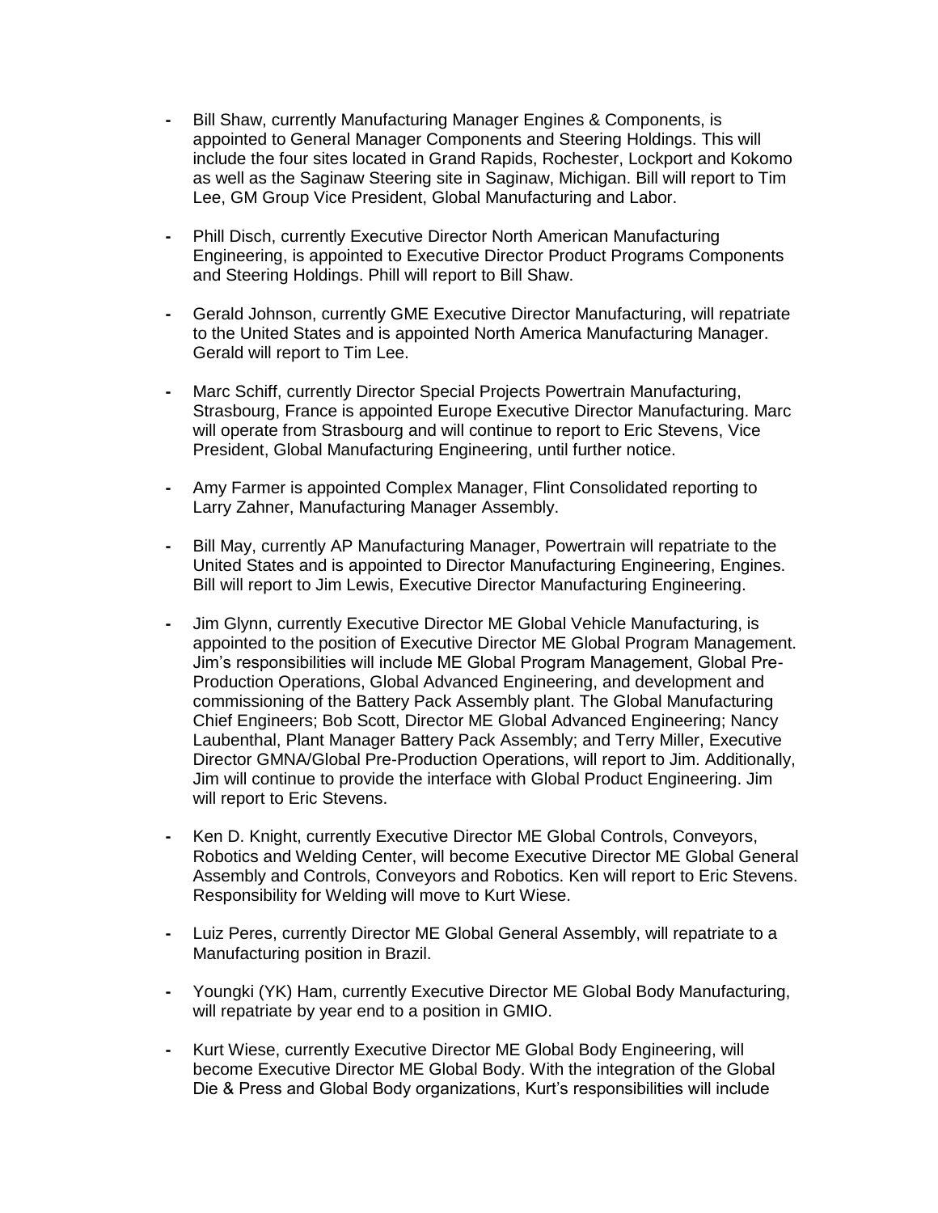- Bill Shaw, currently Manufacturing Manager Engines & Components, is appointed to General Manager Components and Steering Holdings. This will include the four sites located in Grand Rapids, Rochester, Lockport and Kokomo as well as the Saginaw Steering site in Saginaw, Michigan. Bill will report to Tim Lee, GM Group Vice President, Global Manufacturing and Labor.

- Phill Disch, currently Executive Director North American Manufacturing Engineering, is appointed to Executive Director Product Programs Components and Steering Holdings. Phill will report to Bill Shaw.

- Gerald Johnson, currently GME Executive Director Manufacturing, will repatriate to the United States and is appointed North America Manufacturing Manager. Gerald will report to Tim Lee.

- Marc Schiff, currently Director Special Projects Powertrain Manufacturing, Strasbourg, France is appointed Europe Executive Director Manufacturing. Marc will operate from Strasbourg and will continue to report to Eric Stevens, Vice President, Global Manufacturing Engineering, until further notice.

- Amy Farmer is appointed Complex Manager, Flint Consolidated reporting to Larry Zahner, Manufacturing Manager Assembly.

- Bill May, currently AP Manufacturing Manager, Powertrain will repatriate to the United States and is appointed to Director Manufacturing Engineering, Engines. Bill will report to Jim Lewis, Executive Director Manufacturing Engineering.

- Jim Glynn, currently Executive Director ME Global Vehicle Manufacturing, is appointed to the position of Executive Director ME Global Program Management. Jim's responsibilities will include ME Global Program Management, Global Pre-Production Operations, Global Advanced Engineering, and development and commissioning of the Battery Pack Assembly plant. The Global Manufacturing Chief Engineers; Bob Scott, Director ME Global Advanced Engineering; Nancy Laubenthal, Plant Manager Battery Pack Assembly; and Terry Miller, Executive Director GMNA/Global Pre-Production Operations, will report to Jim. Additionally, Jim will continue to provide the interface with Global Product Engineering. Jim will report to Eric Stevens.

- Ken D. Knight, currently Executive Director ME Global Controls, Conveyors, Robotics and Welding Center, will become Executive Director ME Global General Assembly and Controls, Conveyors and Robotics. Ken will report to Eric Stevens. Responsibility for Welding will move to Kurt Wiese.

- Luiz Peres, currently Director ME Global General Assembly, will repatriate to a Manufacturing position in Brazil.

- Youngki (YK) Ham, currently Executive Director ME Global Body Manufacturing, will repatriate by year end to a position in GMIO.

- Kurt Wiese, currently Executive Director ME Global Body Engineering, will become Executive Director ME Global Body. With the integration of the Global Die & Press and Global Body organizations, Kurt's responsibilities will include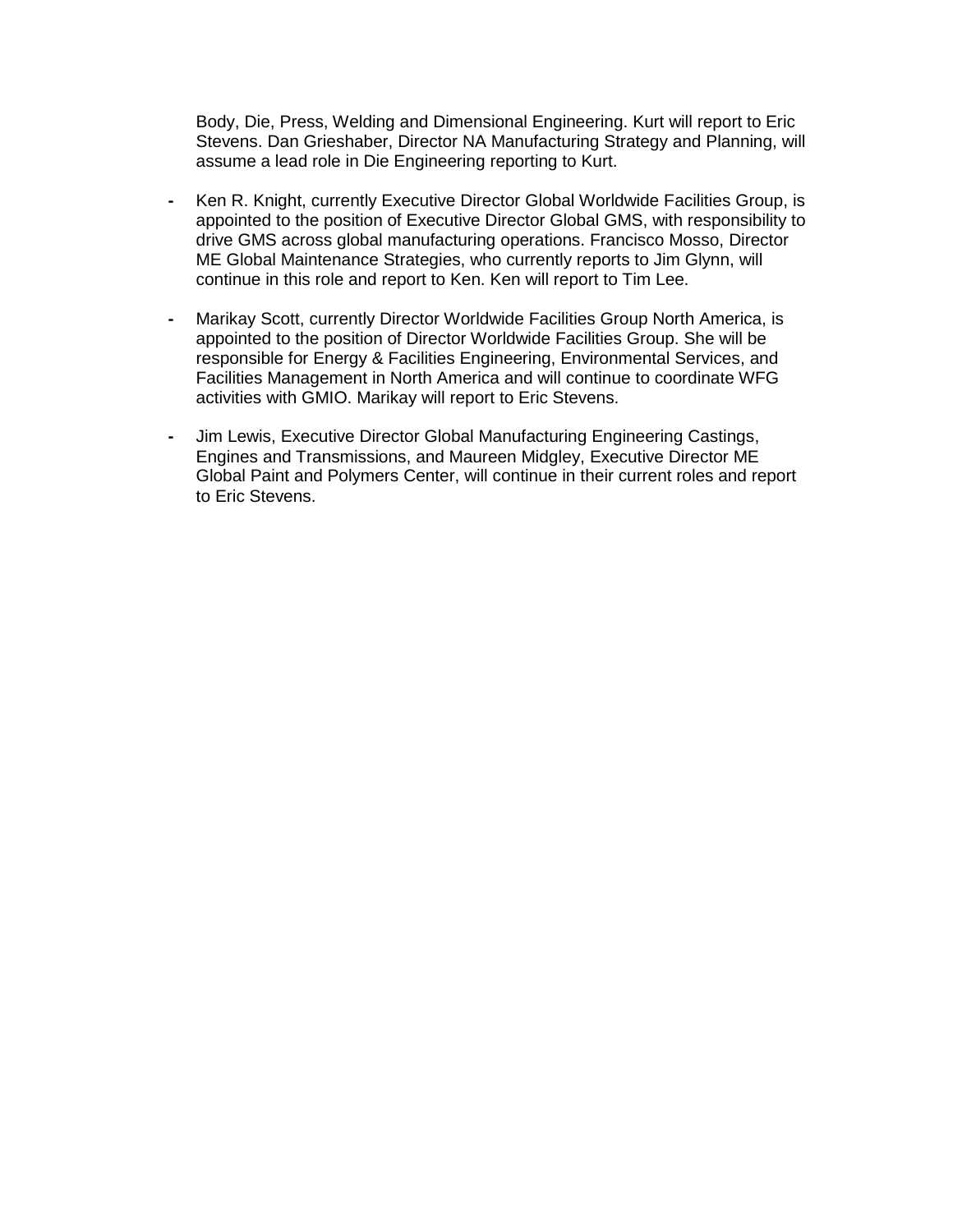Body, Die, Press, Welding and Dimensional Engineering. Kurt will report to Eric Stevens. Dan Grieshaber, Director NA Manufacturing Strategy and Planning, will assume a lead role in Die Engineering reporting to Kurt.

- Ken R. Knight, currently Executive Director Global Worldwide Facilities Group, is appointed to the position of Executive Director Global GMS, with responsibility to drive GMS across global manufacturing operations. Francisco Mosso, Director ME Global Maintenance Strategies, who currently reports to Jim Glynn, will continue in this role and report to Ken. Ken will report to Tim Lee.

- Marikay Scott, currently Director Worldwide Facilities Group North America, is appointed to the position of Director Worldwide Facilities Group. She will be responsible for Energy & Facilities Engineering, Environmental Services, and Facilities Management in North America and will continue to coordinate WFG activities with GMIO. Marikay will report to Eric Stevens.

- Jim Lewis, Executive Director Global Manufacturing Engineering Castings, Engines and Transmissions, and Maureen Midgley, Executive Director ME Global Paint and Polymers Center, will continue in their current roles and report to Eric Stevens.